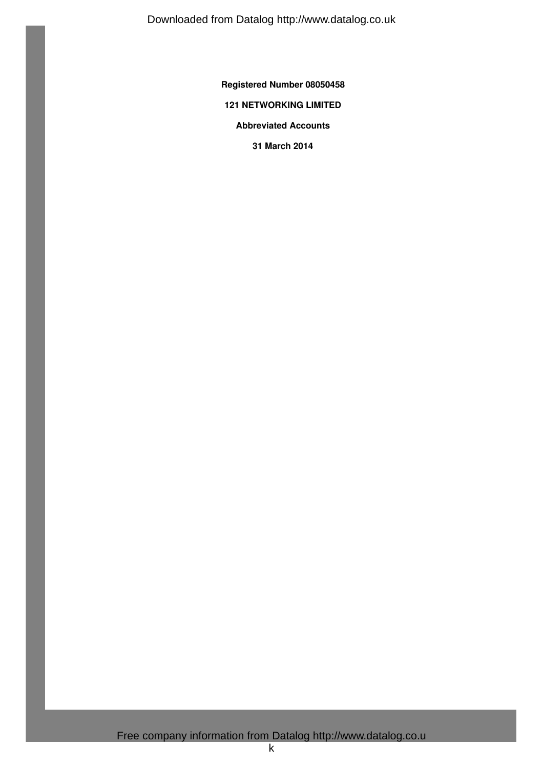**Registered Number 08050458**

**121 NETWORKING LIMITED**

**Abbreviated Accounts**

**31 March 2014**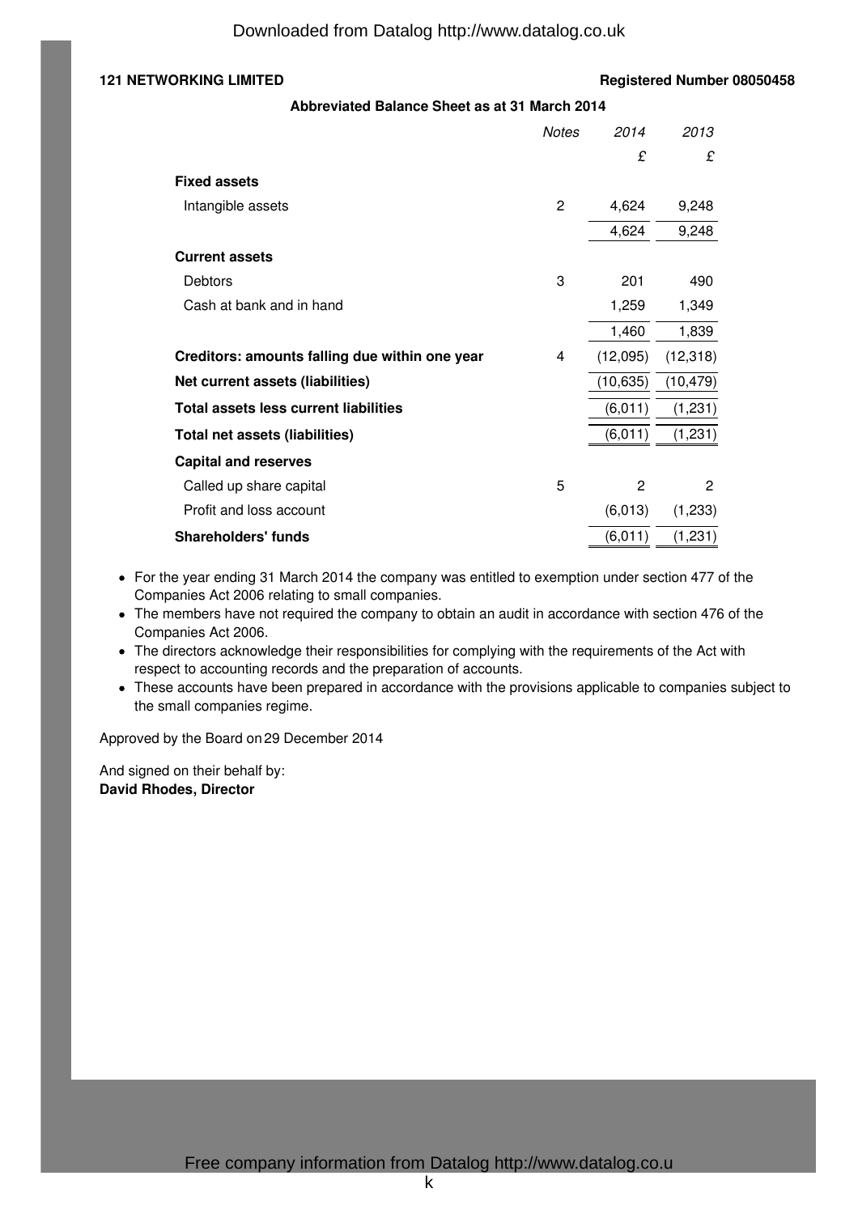**121 NETWORKING LIMITED** **Registered Number 08050458**

## Abbreviated Balance Sheet as at 31 March 2014

| | Notes | 2014 | 2013 |
|---|---|---|---|
| | | £ | £ |
| **Fixed assets** | | | |
| Intangible assets | 2 | 4,624 | 9,248 |
| | | 4,624 | 9,248 |
| **Current assets** | | | |
| Debtors | 3 | 201 | 490 |
| Cash at bank and in hand | | 1,259 | 1,349 |
| | | 1,460 | 1,839 |
| **Creditors: amounts falling due within one year** | 4 | (12,095) | (12,318) |
| **Net current assets (liabilities)** | | (10,635) | (10,479) |
| **Total assets less current liabilities** | | (6,011) | (1,231) |
| **Total net assets (liabilities)** | | (6,011) | (1,231) |
| **Capital and reserves** | | | |
| Called up share capital | 5 | 2 | 2 |
| Profit and loss account | | (6,013) | (1,233) |
| **Shareholders' funds** | | (6,011) | (1,231) |

- For the year ending 31 March 2014 the company was entitled to exemption under section 477 of the Companies Act 2006 relating to small companies.
- The members have not required the company to obtain an audit in accordance with section 476 of the Companies Act 2006.
- The directors acknowledge their responsibilities for complying with the requirements of the Act with respect to accounting records and the preparation of accounts.
- These accounts have been prepared in accordance with the provisions applicable to companies subject to the small companies regime.

Approved by the Board on 29 December 2014

And signed on their behalf by:
**David Rhodes, Director**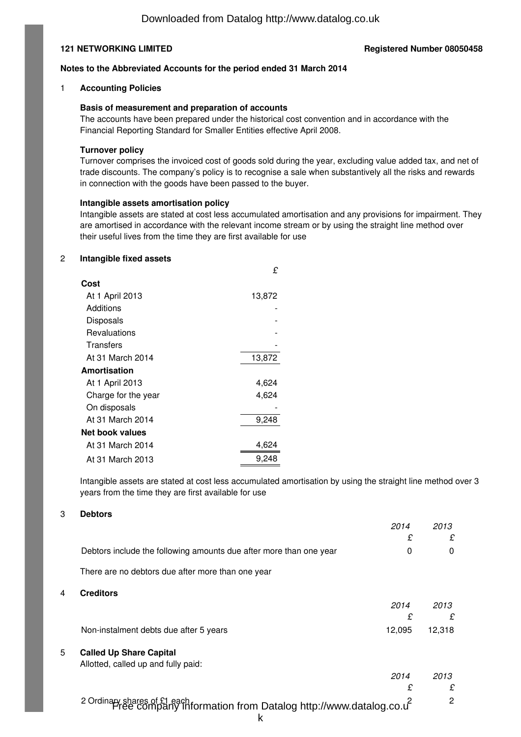**121 NETWORKING LIMITED** **Registered Number 08050458**

**Notes to the Abbreviated Accounts for the period ended 31 March 2014**

## 1 Accounting Policies

**Basis of measurement and preparation of accounts**

The accounts have been prepared under the historical cost convention and in accordance with the Financial Reporting Standard for Smaller Entities effective April 2008.

**Turnover policy**

Turnover comprises the invoiced cost of goods sold during the year, excluding value added tax, and net of trade discounts. The company's policy is to recognise a sale when substantively all the risks and rewards in connection with the goods have been passed to the buyer.

**Intangible assets amortisation policy**

Intangible assets are stated at cost less accumulated amortisation and any provisions for impairment. They are amortised in accordance with the relevant income stream or by using the straight line method over their useful lives from the time they are first available for use

## 2 Intangible fixed assets

| | £ |
|---|---|
| **Cost** | |
| At 1 April 2013 | 13,872 |
| Additions | - |
| Disposals | - |
| Revaluations | - |
| Transfers | - |
| At 31 March 2014 | 13,872 |
| **Amortisation** | |
| At 1 April 2013 | 4,624 |
| Charge for the year | 4,624 |
| On disposals | - |
| At 31 March 2014 | 9,248 |
| **Net book values** | |
| At 31 March 2014 | 4,624 |
| At 31 March 2013 | 9,248 |

Intangible assets are stated at cost less accumulated amortisation by using the straight line method over 3 years from the time they are first available for use

## 3 Debtors

| | *2014* | *2013* |
|---|---|---|
| | £ | £ |
| Debtors include the following amounts due after more than one year | 0 | 0 |

There are no debtors due after more than one year

## 4 Creditors

| | *2014* | *2013* |
|---|---|---|
| | £ | £ |
| Non-instalment debts due after 5 years | 12,095 | 12,318 |

## 5 Called Up Share Capital

Allotted, called up and fully paid:

| | *2014* | *2013* |
|---|---|---|
| | £ | £ |
| 2 Ordinary shares of £1 each | 2 | 2 |